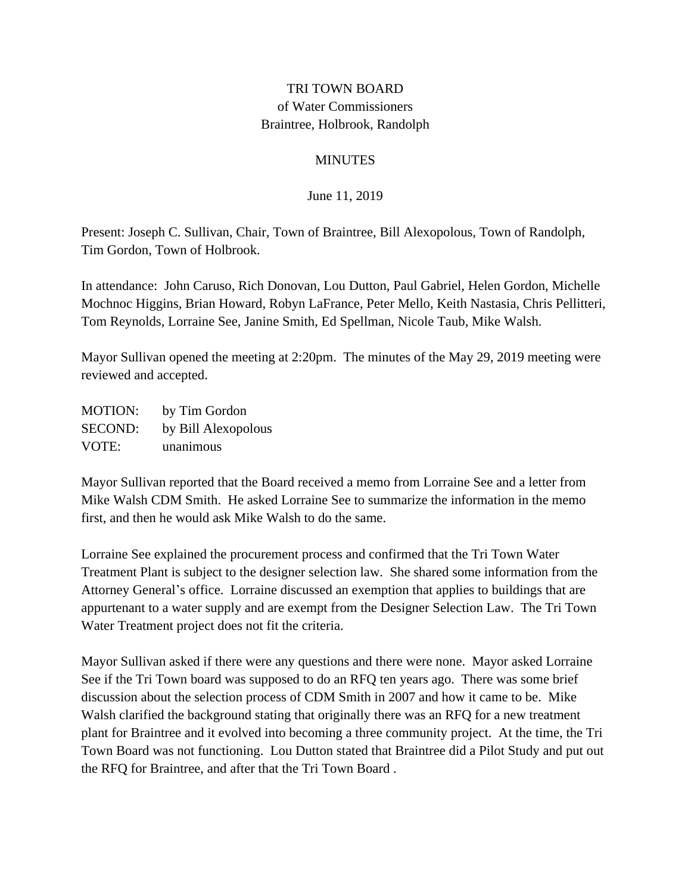# TRI TOWN BOARD

of Water Commissioners
Braintree, Holbrook, Randolph

## MINUTES

June 11, 2019

Present: Joseph C. Sullivan, Chair, Town of Braintree, Bill Alexopolous, Town of Randolph, Tim Gordon, Town of Holbrook.

In attendance: John Caruso, Rich Donovan, Lou Dutton, Paul Gabriel, Helen Gordon, Michelle Mochnoc Higgins, Brian Howard, Robyn LaFrance, Peter Mello, Keith Nastasia, Chris Pellitteri, Tom Reynolds, Lorraine See, Janine Smith, Ed Spellman, Nicole Taub, Mike Walsh.

Mayor Sullivan opened the meeting at 2:20pm. The minutes of the May 29, 2019 meeting were reviewed and accepted.

MOTION: by Tim Gordon
SECOND: by Bill Alexopolous
VOTE: unanimous

Mayor Sullivan reported that the Board received a memo from Lorraine See and a letter from Mike Walsh CDM Smith. He asked Lorraine See to summarize the information in the memo first, and then he would ask Mike Walsh to do the same.

Lorraine See explained the procurement process and confirmed that the Tri Town Water Treatment Plant is subject to the designer selection law. She shared some information from the Attorney General's office. Lorraine discussed an exemption that applies to buildings that are appurtenant to a water supply and are exempt from the Designer Selection Law. The Tri Town Water Treatment project does not fit the criteria.

Mayor Sullivan asked if there were any questions and there were none. Mayor asked Lorraine See if the Tri Town board was supposed to do an RFQ ten years ago. There was some brief discussion about the selection process of CDM Smith in 2007 and how it came to be. Mike Walsh clarified the background stating that originally there was an RFQ for a new treatment plant for Braintree and it evolved into becoming a three community project. At the time, the Tri Town Board was not functioning. Lou Dutton stated that Braintree did a Pilot Study and put out the RFQ for Braintree, and after that the Tri Town Board .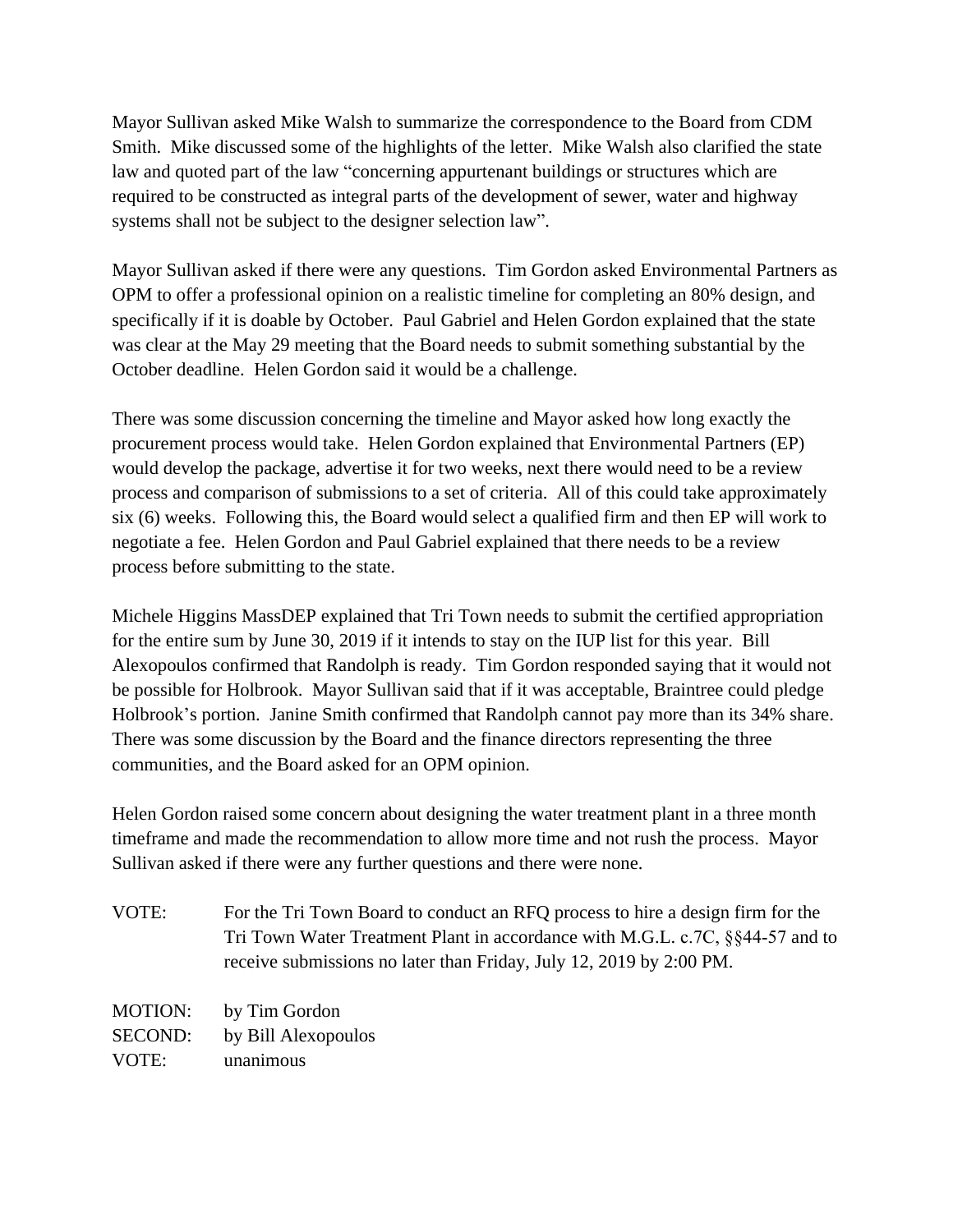Mayor Sullivan asked Mike Walsh to summarize the correspondence to the Board from CDM Smith. Mike discussed some of the highlights of the letter. Mike Walsh also clarified the state law and quoted part of the law "concerning appurtenant buildings or structures which are required to be constructed as integral parts of the development of sewer, water and highway systems shall not be subject to the designer selection law".

Mayor Sullivan asked if there were any questions. Tim Gordon asked Environmental Partners as OPM to offer a professional opinion on a realistic timeline for completing an 80% design, and specifically if it is doable by October. Paul Gabriel and Helen Gordon explained that the state was clear at the May 29 meeting that the Board needs to submit something substantial by the October deadline. Helen Gordon said it would be a challenge.

There was some discussion concerning the timeline and Mayor asked how long exactly the procurement process would take. Helen Gordon explained that Environmental Partners (EP) would develop the package, advertise it for two weeks, next there would need to be a review process and comparison of submissions to a set of criteria. All of this could take approximately six (6) weeks. Following this, the Board would select a qualified firm and then EP will work to negotiate a fee. Helen Gordon and Paul Gabriel explained that there needs to be a review process before submitting to the state.

Michele Higgins MassDEP explained that Tri Town needs to submit the certified appropriation for the entire sum by June 30, 2019 if it intends to stay on the IUP list for this year. Bill Alexopoulos confirmed that Randolph is ready. Tim Gordon responded saying that it would not be possible for Holbrook. Mayor Sullivan said that if it was acceptable, Braintree could pledge Holbrook's portion. Janine Smith confirmed that Randolph cannot pay more than its 34% share. There was some discussion by the Board and the finance directors representing the three communities, and the Board asked for an OPM opinion.

Helen Gordon raised some concern about designing the water treatment plant in a three month timeframe and made the recommendation to allow more time and not rush the process. Mayor Sullivan asked if there were any further questions and there were none.

VOTE: For the Tri Town Board to conduct an RFQ process to hire a design firm for the Tri Town Water Treatment Plant in accordance with M.G.L. c.7C, §§44-57 and to receive submissions no later than Friday, July 12, 2019 by 2:00 PM.

MOTION: by Tim Gordon
SECOND: by Bill Alexopoulos
VOTE: unanimous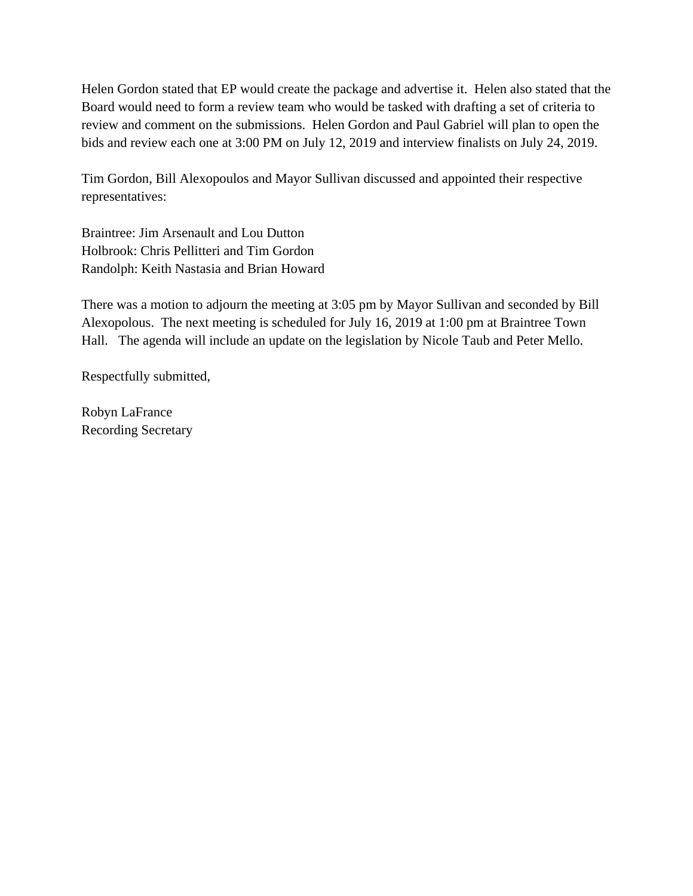Helen Gordon stated that EP would create the package and advertise it. Helen also stated that the Board would need to form a review team who would be tasked with drafting a set of criteria to review and comment on the submissions. Helen Gordon and Paul Gabriel will plan to open the bids and review each one at 3:00 PM on July 12, 2019 and interview finalists on July 24, 2019.

Tim Gordon, Bill Alexopoulos and Mayor Sullivan discussed and appointed their respective representatives:

Braintree: Jim Arsenault and Lou Dutton
Holbrook: Chris Pellitteri and Tim Gordon
Randolph: Keith Nastasia and Brian Howard

There was a motion to adjourn the meeting at 3:05 pm by Mayor Sullivan and seconded by Bill Alexopolous. The next meeting is scheduled for July 16, 2019 at 1:00 pm at Braintree Town Hall. The agenda will include an update on the legislation by Nicole Taub and Peter Mello.

Respectfully submitted,

Robyn LaFrance
Recording Secretary